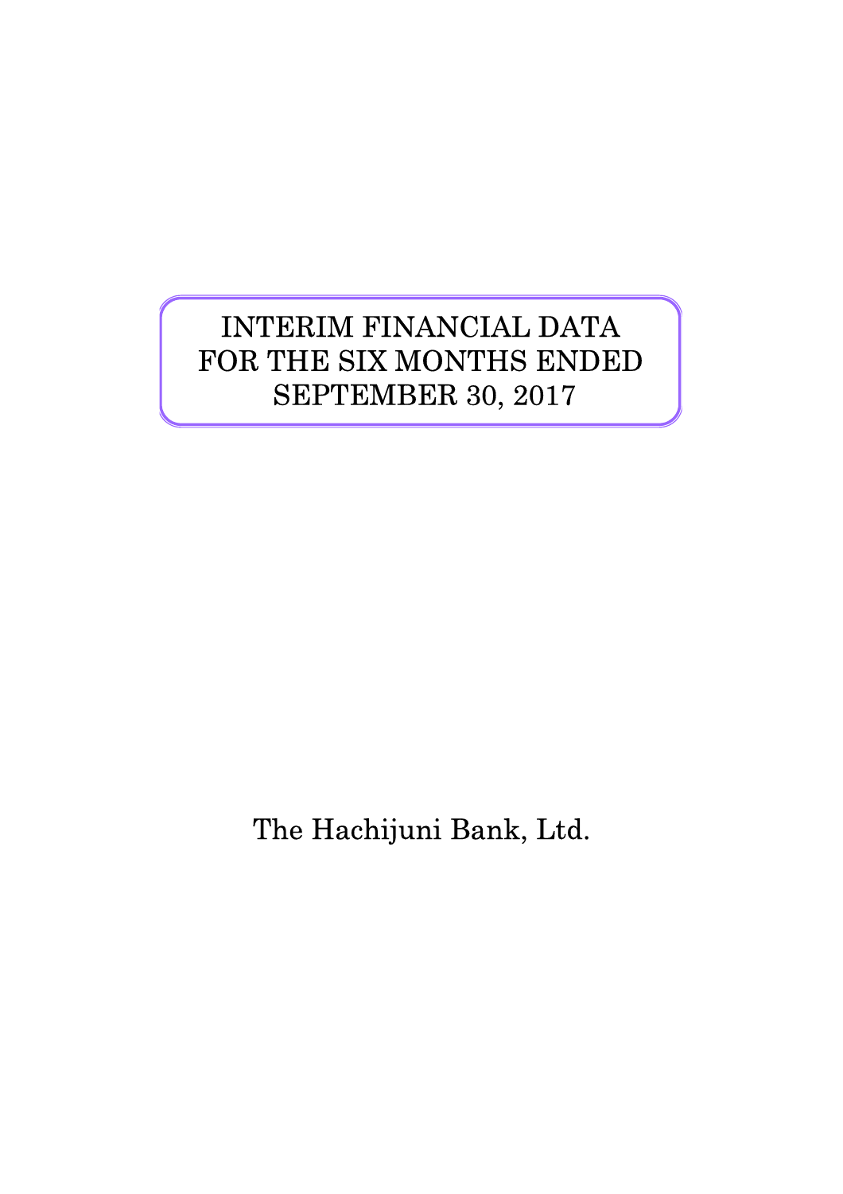# INTERIM FINANCIAL DATA FOR THE SIX MONTHS ENDED SEPTEMBER 30, 2017

The Hachijuni Bank, Ltd.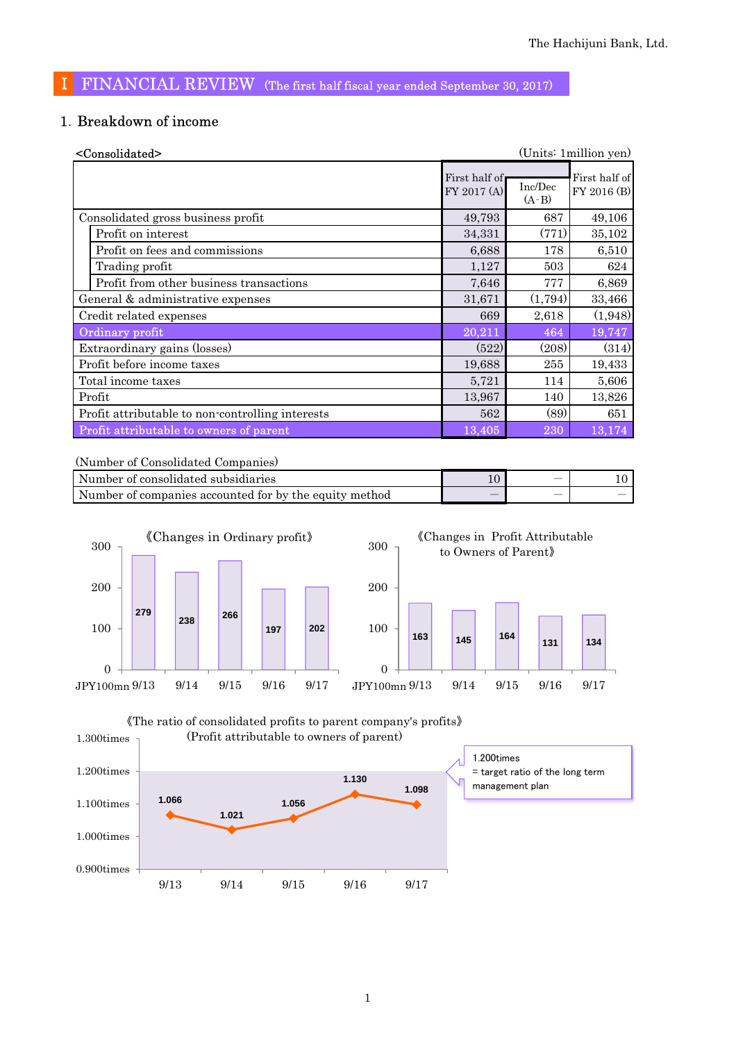# Ⅰ FINANCIAL REVIEW (The first half fiscal year ended September 30, 2017)

## 1. Breakdown of income

<Consolidated> (Units: 1million yen)

| | First half of FY 2017 (A) | Inc/Dec (A-B) | First half of FY 2016 (B) |
|---|---|---|---|
| Consolidated gross business profit | 49,793 | 687 | 49,106 |
| Profit on interest | 34,331 | (771) | 35,102 |
| Profit on fees and commissions | 6,688 | 178 | 6,510 |
| Trading profit | 1,127 | 503 | 624 |
| Profit from other business transactions | 7,646 | 777 | 6,869 |
| General & administrative expenses | 31,671 | (1,794) | 33,466 |
| Credit related expenses | 669 | 2,618 | (1,948) |
| Ordinary profit | 20,211 | 464 | 19,747 |
| Extraordinary gains (losses) | (522) | (208) | (314) |
| Profit before income taxes | 19,688 | 255 | 19,433 |
| Total income taxes | 5,721 | 114 | 5,606 |
| Profit | 13,967 | 140 | 13,826 |
| Profit attributable to non-controlling interests | 562 | (89) | 651 |
| Profit attributable to owners of parent | 13,405 | 230 | 13,174 |

(Number of Consolidated Companies)

| | | | |
|---|---|---|---|
| Number of consolidated subsidiaries | 10 | ― | 10 |
| Number of companies accounted for by the equity method | ― | ― | ― |

《Changes in Ordinary profit》 (JPY100mn)

| 9/13 | 9/14 | 9/15 | 9/16 | 9/17 |
|---|---|---|---|---|
| 279 | 238 | 266 | 197 | 202 |

《Changes in Profit Attributable to Owners of Parent》 (JPY100mn)

| 9/13 | 9/14 | 9/15 | 9/16 | 9/17 |
|---|---|---|---|---|
| 163 | 145 | 164 | 131 | 134 |

《The ratio of consolidated profits to parent company's profits》
(Profit attributable to owners of parent)

| 9/13 | 9/14 | 9/15 | 9/16 | 9/17 |
|---|---|---|---|---|
| 1.066 | 1.021 | 1.056 | 1.130 | 1.098 |

1.200times = target ratio of the long term management plan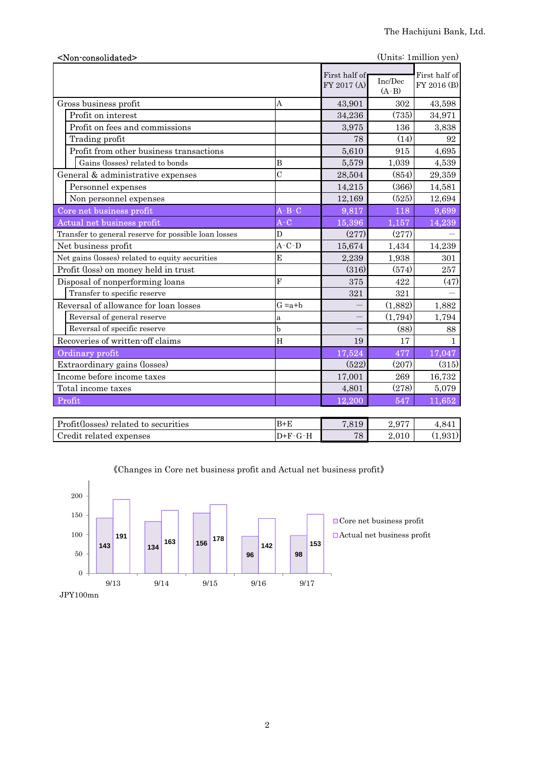**<Non-consolidated>** (Units: 1million yen)

| | | First half of FY 2017 (A) | Inc/Dec (A-B) | First half of FY 2016 (B) |
|---|---|---|---|---|
| Gross business profit | A | 43,901 | 302 | 43,598 |
| Profit on interest | | 34,236 | (735) | 34,971 |
| Profit on fees and commissions | | 3,975 | 136 | 3,838 |
| Trading profit | | 78 | (14) | 92 |
| Profit from other business transactions | | 5,610 | 915 | 4,695 |
| Gains (losses) related to bonds | B | 5,579 | 1,039 | 4,539 |
| General & administrative expenses | C | 28,504 | (854) | 29,359 |
| Personnel expenses | | 14,215 | (366) | 14,581 |
| Non personnel expenses | | 12,169 | (525) | 12,694 |
| Core net business profit | A-B-C | 9,817 | 118 | 9,699 |
| Actual net business profit | A-C | 15,396 | 1,157 | 14,239 |
| Transfer to general reserve for possible loan losses | D | (277) | (277) | — |
| Net business profit | A-C-D | 15,674 | 1,434 | 14,239 |
| Net gains (losses) related to equity securities | E | 2,239 | 1,938 | 301 |
| Profit (loss) on money held in trust | | (316) | (574) | 257 |
| Disposal of nonperforming loans | F | 375 | 422 | (47) |
| Transfer to specific reserve | | 321 | 321 | — |
| Reversal of allowance for loan losses | G =a+b | — | (1,882) | 1,882 |
| Reversal of general reserve | a | — | (1,794) | 1,794 |
| Reversal of specific reserve | b | — | (88) | 88 |
| Recoveries of written-off claims | H | 19 | 17 | 1 |
| Ordinary profit | | 17,524 | 477 | 17,047 |
| Extraordinary gains (losses) | | (522) | (207) | (315) |
| Income before income taxes | | 17,001 | 269 | 16,732 |
| Total income taxes | | 4,801 | (278) | 5,079 |
| Profit | | 12,200 | 547 | 11,652 |

| | | | | |
|---|---|---|---|---|
| Profit(losses) related to securities | B+E | 7,819 | 2,977 | 4,841 |
| Credit related expenses | D+F-G-H | 78 | 2,010 | (1,931) |

《Changes in Core net business profit and Actual net business profit》

| JPY100mn | 9/13 | 9/14 | 9/15 | 9/16 | 9/17 |
|---|---|---|---|---|---|
| Core net business profit | 143 | 134 | 156 | 96 | 98 |
| Actual net business profit | 191 | 163 | 178 | 142 | 153 |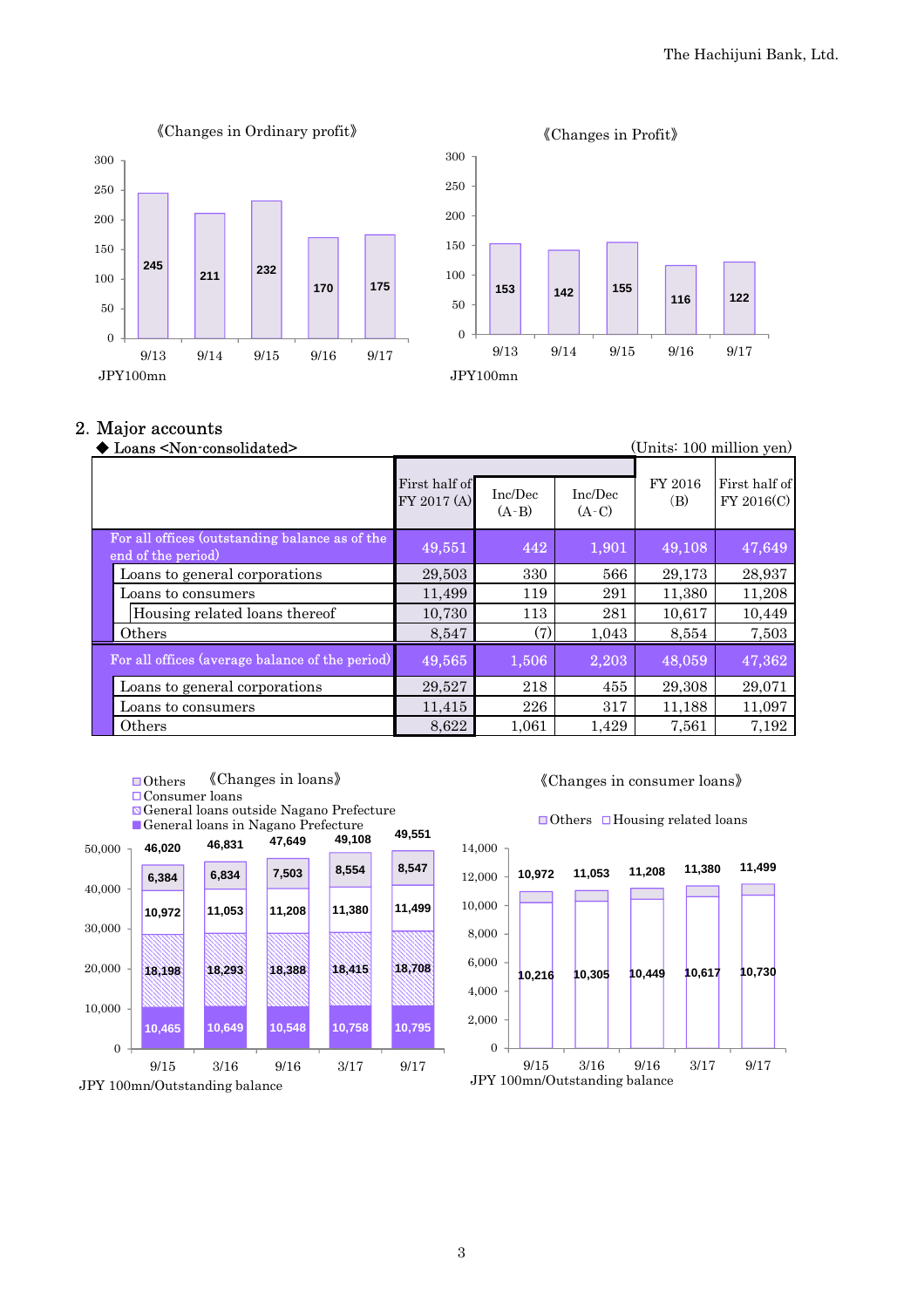《Changes in Ordinary profit》

| | 9/13 | 9/14 | 9/15 | 9/16 | 9/17 |
|---|---|---|---|---|---|
| JPY100mn | 245 | 211 | 232 | 170 | 175 |

《Changes in Profit》

| | 9/13 | 9/14 | 9/15 | 9/16 | 9/17 |
|---|---|---|---|---|---|
| JPY100mn | 153 | 142 | 155 | 116 | 122 |

## 2. Major accounts

◆ Loans <Non-consolidated>

(Units: 100 million yen)

| | First half of FY 2017 (A) | Inc/Dec (A-B) | Inc/Dec (A-C) | FY 2016 (B) | First half of FY 2016(C) |
|---|---|---|---|---|---|
| For all offices (outstanding balance as of the end of the period) | 49,551 | 442 | 1,901 | 49,108 | 47,649 |
| Loans to general corporations | 29,503 | 330 | 566 | 29,173 | 28,937 |
| Loans to consumers | 11,499 | 119 | 291 | 11,380 | 11,208 |
| Housing related loans thereof | 10,730 | 113 | 281 | 10,617 | 10,449 |
| Others | 8,547 | (7) | 1,043 | 8,554 | 7,503 |
| For all offices (average balance of the period) | 49,565 | 1,506 | 2,203 | 48,059 | 47,362 |
| Loans to general corporations | 29,527 | 218 | 455 | 29,308 | 29,071 |
| Loans to consumers | 11,415 | 226 | 317 | 11,188 | 11,097 |
| Others | 8,622 | 1,061 | 1,429 | 7,561 | 7,192 |

《Changes in loans》

JPY 100mn/Outstanding balance

| | 9/15 | 3/16 | 9/16 | 3/17 | 9/17 |
|---|---|---|---|---|---|
| Others | 6,384 | 6,834 | 7,503 | 8,554 | 8,547 |
| Consumer loans | 10,972 | 11,053 | 11,208 | 11,380 | 11,499 |
| General loans outside Nagano Prefecture | 18,198 | 18,293 | 18,388 | 18,415 | 18,708 |
| General loans in Nagano Prefecture | 10,465 | 10,649 | 10,548 | 10,758 | 10,795 |
| Total | 46,020 | 46,831 | 47,649 | 49,108 | 49,551 |

《Changes in consumer loans》

JPY 100mn/Outstanding balance

| | 9/15 | 3/16 | 9/16 | 3/17 | 9/17 |
|---|---|---|---|---|---|
| Housing related loans | 10,216 | 10,305 | 10,449 | 10,617 | 10,730 |
| Total | 10,972 | 11,053 | 11,208 | 11,380 | 11,499 |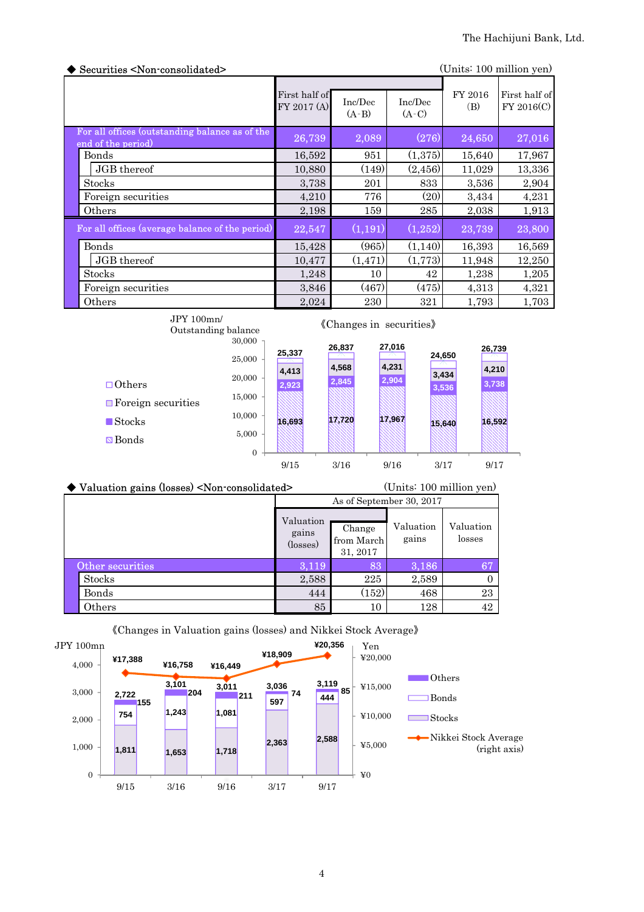◆ Securities <Non-consolidated>

(Units: 100 million yen)

| | First half of FY 2017 (A) | Inc/Dec (A-B) | Inc/Dec (A-C) | FY 2016 (B) | First half of FY 2016(C) |
|---|---|---|---|---|---|
| For all offices (outstanding balance as of the end of the period) | 26,739 | 2,089 | (276) | 24,650 | 27,016 |
| Bonds | 16,592 | 951 | (1,375) | 15,640 | 17,967 |
| JGB thereof | 10,880 | (149) | (2,456) | 11,029 | 13,336 |
| Stocks | 3,738 | 201 | 833 | 3,536 | 2,904 |
| Foreign securities | 4,210 | 776 | (20) | 3,434 | 4,231 |
| Others | 2,198 | 159 | 285 | 2,038 | 1,913 |
| For all offices (average balance of the period) | 22,547 | (1,191) | (1,252) | 23,739 | 23,800 |
| Bonds | 15,428 | (965) | (1,140) | 16,393 | 16,569 |
| JGB thereof | 10,477 | (1,471) | (1,773) | 11,948 | 12,250 |
| Stocks | 1,248 | 10 | 42 | 1,238 | 1,205 |
| Foreign securities | 3,846 | (467) | (475) | 4,313 | 4,321 |
| Others | 2,024 | 230 | 321 | 1,793 | 1,703 |

《Changes in securities》

JPY 100mn/ Outstanding balance

| | 9/15 | 3/16 | 9/16 | 3/17 | 9/17 |
|---|---|---|---|---|---|
| Total | 25,337 | 26,837 | 27,016 | 24,650 | 26,739 |
| Foreign securities | 4,413 | 4,568 | 4,231 | 3,434 | 4,210 |
| Stocks | 2,923 | 2,845 | 2,904 | 3,536 | 3,738 |
| Bonds | 16,693 | 17,720 | 17,967 | 15,640 | 16,592 |

◆ Valuation gains (losses) <Non-consolidated>

(Units: 100 million yen)

| | As of September 30, 2017 | | | |
|---|---|---|---|---|
| | Valuation gains (losses) | Change from March 31, 2017 | Valuation gains | Valuation losses |
| Other securities | 3,119 | 83 | 3,186 | 67 |
| Stocks | 2,588 | 225 | 2,589 | 0 |
| Bonds | 444 | (152) | 468 | 23 |
| Others | 85 | 10 | 128 | 42 |

《Changes in Valuation gains (losses) and Nikkei Stock Average》

JPY 100mn

| | 9/15 | 3/16 | 9/16 | 3/17 | 9/17 |
|---|---|---|---|---|---|
| Total | 2,722 | 3,101 | 3,011 | 3,036 | 3,119 |
| Others | 155 | 204 | 211 | 74 | 85 |
| Bonds | 754 | 1,243 | 1,081 | 597 | 444 |
| Stocks | 1,811 | 1,653 | 1,718 | 2,363 | 2,588 |
| Nikkei Stock Average (right axis) | ¥17,388 | ¥16,758 | ¥16,449 | ¥18,909 | ¥20,356 |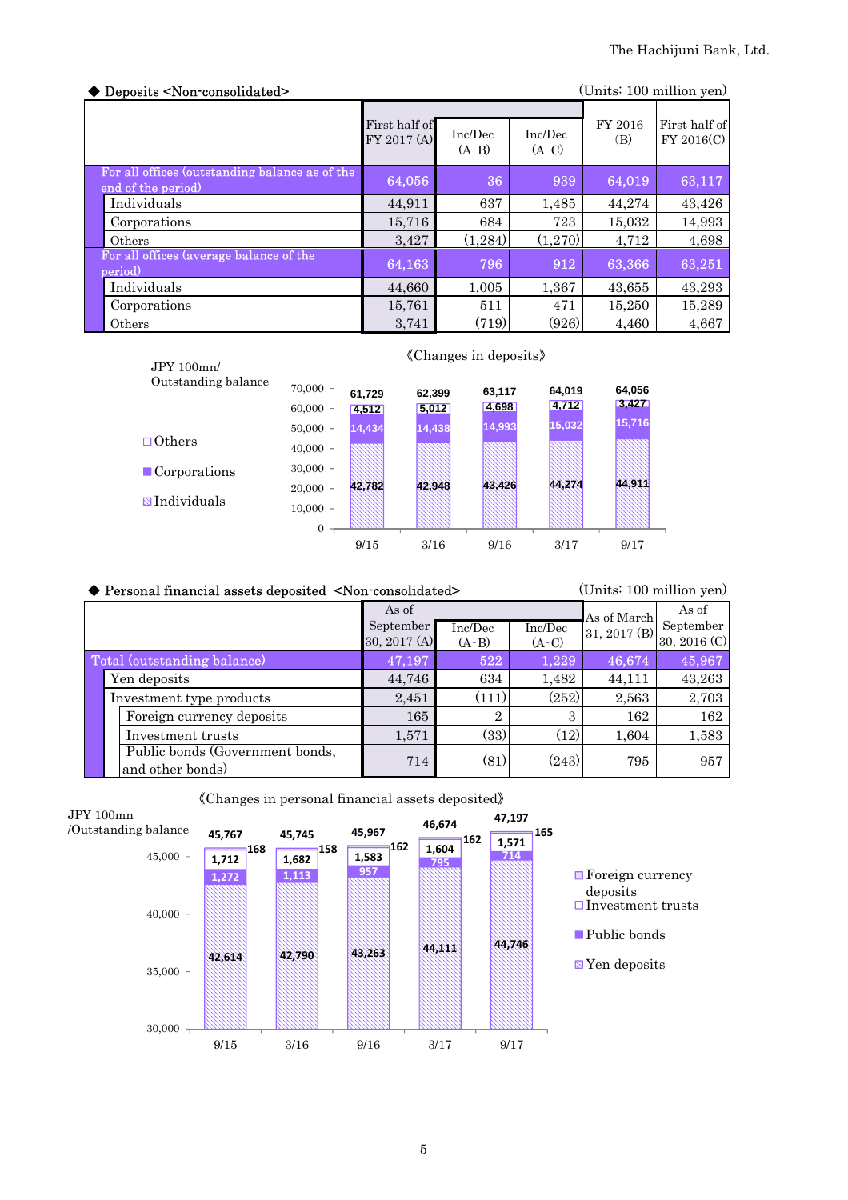◆ Deposits <Non-consolidated>

(Units: 100 million yen)

| | First half of FY 2017 (A) | Inc/Dec (A-B) | Inc/Dec (A-C) | FY 2016 (B) | First half of FY 2016(C) |
|---|---|---|---|---|---|
| For all offices (outstanding balance as of the end of the period) | 64,056 | 36 | 939 | 64,019 | 63,117 |
| Individuals | 44,911 | 637 | 1,485 | 44,274 | 43,426 |
| Corporations | 15,716 | 684 | 723 | 15,032 | 14,993 |
| Others | 3,427 | (1,284) | (1,270) | 4,712 | 4,698 |
| For all offices (average balance of the period) | 64,163 | 796 | 912 | 63,366 | 63,251 |
| Individuals | 44,660 | 1,005 | 1,367 | 43,655 | 43,293 |
| Corporations | 15,761 | 511 | 471 | 15,250 | 15,289 |
| Others | 3,741 | (719) | (926) | 4,460 | 4,667 |

《Changes in deposits》

JPY 100mn/ Outstanding balance

| | 9/15 | 3/16 | 9/16 | 3/17 | 9/17 |
|---|---|---|---|---|---|
| Others | 4,512 | 5,012 | 4,698 | 4,712 | 3,427 |
| Corporations | 14,434 | 14,438 | 14,993 | 15,032 | 15,716 |
| Individuals | 42,782 | 42,948 | 43,426 | 44,274 | 44,911 |
| Total | 61,729 | 62,399 | 63,117 | 64,019 | 64,056 |

◆ Personal financial assets deposited <Non-consolidated>

(Units: 100 million yen)

| | As of September 30, 2017 (A) | Inc/Dec (A-B) | Inc/Dec (A-C) | As of March 31, 2017 (B) | As of September 30, 2016 (C) |
|---|---|---|---|---|---|
| Total (outstanding balance) | 47,197 | 522 | 1,229 | 46,674 | 45,967 |
| Yen deposits | 44,746 | 634 | 1,482 | 44,111 | 43,263 |
| Investment type products | 2,451 | (111) | (252) | 2,563 | 2,703 |
| Foreign currency deposits | 165 | 2 | 3 | 162 | 162 |
| Investment trusts | 1,571 | (33) | (12) | 1,604 | 1,583 |
| Public bonds (Government bonds, and other bonds) | 714 | (81) | (243) | 795 | 957 |

《Changes in personal financial assets deposited》

JPY 100mn /Outstanding balance

| | 9/15 | 3/16 | 9/16 | 3/17 | 9/17 |
|---|---|---|---|---|---|
| Foreign currency deposits | 168 | 158 | 162 | 162 | 165 |
| Investment trusts | 1,712 | 1,682 | 1,583 | 1,604 | 1,571 |
| Public bonds | 1,272 | 1,113 | 957 | 795 | 714 |
| Yen deposits | 42,614 | 42,790 | 43,263 | 44,111 | 44,746 |
| Total | 45,767 | 45,745 | 45,967 | 46,674 | 47,197 |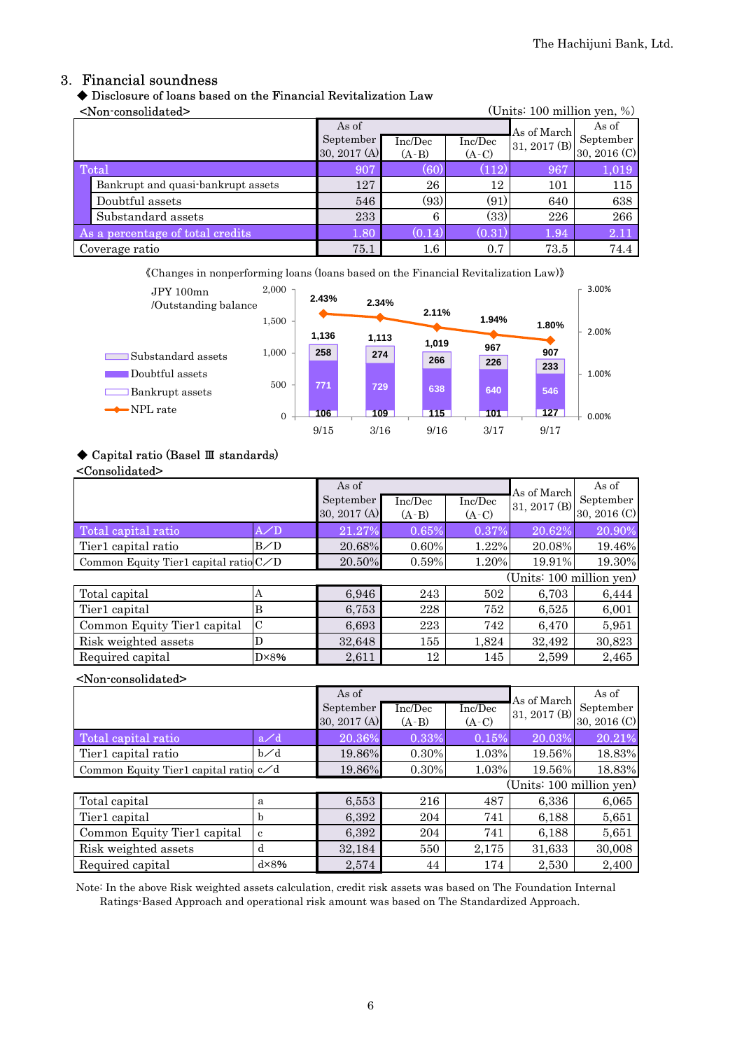## 3. Financial soundness

◆ Disclosure of loans based on the Financial Revitalization Law

<Non-consolidated>

(Units: 100 million yen, %)

| | As of September 30, 2017 (A) | Inc/Dec (A-B) | Inc/Dec (A-C) | As of March 31, 2017 (B) | As of September 30, 2016 (C) |
|---|---|---|---|---|---|
| Total | 907 | (60) | (112) | 967 | 1,019 |
| Bankrupt and quasi-bankrupt assets | 127 | 26 | 12 | 101 | 115 |
| Doubtful assets | 546 | (93) | (91) | 640 | 638 |
| Substandard assets | 233 | 6 | (33) | 226 | 266 |
| As a percentage of total credits | 1.80 | (0.14) | (0.31) | 1.94 | 2.11 |
| Coverage ratio | 75.1 | 1.6 | 0.7 | 73.5 | 74.4 |

《Changes in nonperforming loans (loans based on the Financial Revitalization Law)》

JPY 100mn /Outstanding balance

| | 9/15 | 3/16 | 9/16 | 3/17 | 9/17 |
|---|---|---|---|---|---|
| Substandard assets | 258 | 274 | 266 | 226 | 233 |
| Doubtful assets | 771 | 729 | 638 | 640 | 546 |
| Bankrupt assets | 106 | 109 | 115 | 101 | 127 |
| Total | 1,136 | 1,113 | 1,019 | 967 | 907 |
| NPL rate | 2.43% | 2.34% | 2.11% | 1.94% | 1.80% |

◆ Capital ratio (Basel Ⅲ standards)

<Consolidated>

| | | As of September 30, 2017 (A) | Inc/Dec (A-B) | Inc/Dec (A-C) | As of March 31, 2017 (B) | As of September 30, 2016 (C) |
|---|---|---|---|---|---|---|
| Total capital ratio | A／D | 21.27% | 0.65% | 0.37% | 20.62% | 20.90% |
| Tier1 capital ratio | B／D | 20.68% | 0.60% | 1.22% | 20.08% | 19.46% |
| Common Equity Tier1 capital ratio | C／D | 20.50% | 0.59% | 1.20% | 19.91% | 19.30% |

(Units: 100 million yen)

| | | As of September 30, 2017 (A) | Inc/Dec (A-B) | Inc/Dec (A-C) | As of March 31, 2017 (B) | As of September 30, 2016 (C) |
|---|---|---|---|---|---|---|
| Total capital | A | 6,946 | 243 | 502 | 6,703 | 6,444 |
| Tier1 capital | B | 6,753 | 228 | 752 | 6,525 | 6,001 |
| Common Equity Tier1 capital | C | 6,693 | 223 | 742 | 6,470 | 5,951 |
| Risk weighted assets | D | 32,648 | 155 | 1,824 | 32,492 | 30,823 |
| Required capital | D×8% | 2,611 | 12 | 145 | 2,599 | 2,465 |

<Non-consolidated>

| | | As of September 30, 2017 (A) | Inc/Dec (A-B) | Inc/Dec (A-C) | As of March 31, 2017 (B) | As of September 30, 2016 (C) |
|---|---|---|---|---|---|---|
| Total capital ratio | a／d | 20.36% | 0.33% | 0.15% | 20.03% | 20.21% |
| Tier1 capital ratio | b／d | 19.86% | 0.30% | 1.03% | 19.56% | 18.83% |
| Common Equity Tier1 capital ratio | c／d | 19.86% | 0.30% | 1.03% | 19.56% | 18.83% |

(Units: 100 million yen)

| | | As of September 30, 2017 (A) | Inc/Dec (A-B) | Inc/Dec (A-C) | As of March 31, 2017 (B) | As of September 30, 2016 (C) |
|---|---|---|---|---|---|---|
| Total capital | a | 6,553 | 216 | 487 | 6,336 | 6,065 |
| Tier1 capital | b | 6,392 | 204 | 741 | 6,188 | 5,651 |
| Common Equity Tier1 capital | c | 6,392 | 204 | 741 | 6,188 | 5,651 |
| Risk weighted assets | d | 32,184 | 550 | 2,175 | 31,633 | 30,008 |
| Required capital | d×8% | 2,574 | 44 | 174 | 2,530 | 2,400 |

Note: In the above Risk weighted assets calculation, credit risk assets was based on The Foundation Internal Ratings-Based Approach and operational risk amount was based on The Standardized Approach.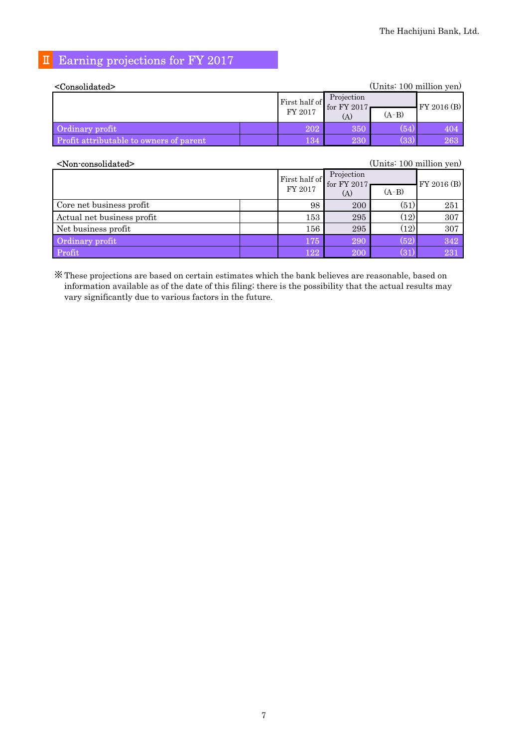## Ⅱ Earning projections for FY 2017

<Consolidated>

(Units: 100 million yen)

| | | First half of FY 2017 | Projection for FY 2017 (A) | (A-B) | FY 2016 (B) |
|---|---|---|---|---|---|
| Ordinary profit | | 202 | 350 | (54) | 404 |
| Profit attributable to owners of parent | | 134 | 230 | (33) | 263 |

<Non-consolidated>

(Units: 100 million yen)

| | | First half of FY 2017 | Projection for FY 2017 (A) | (A-B) | FY 2016 (B) |
|---|---|---|---|---|---|
| Core net business profit | | 98 | 200 | (51) | 251 |
| Actual net business profit | | 153 | 295 | (12) | 307 |
| Net business profit | | 156 | 295 | (12) | 307 |
| Ordinary profit | | 175 | 290 | (52) | 342 |
| Profit | | 122 | 200 | (31) | 231 |

※ These projections are based on certain estimates which the bank believes are reasonable, based on information available as of the date of this filing; there is the possibility that the actual results may vary significantly due to various factors in the future.